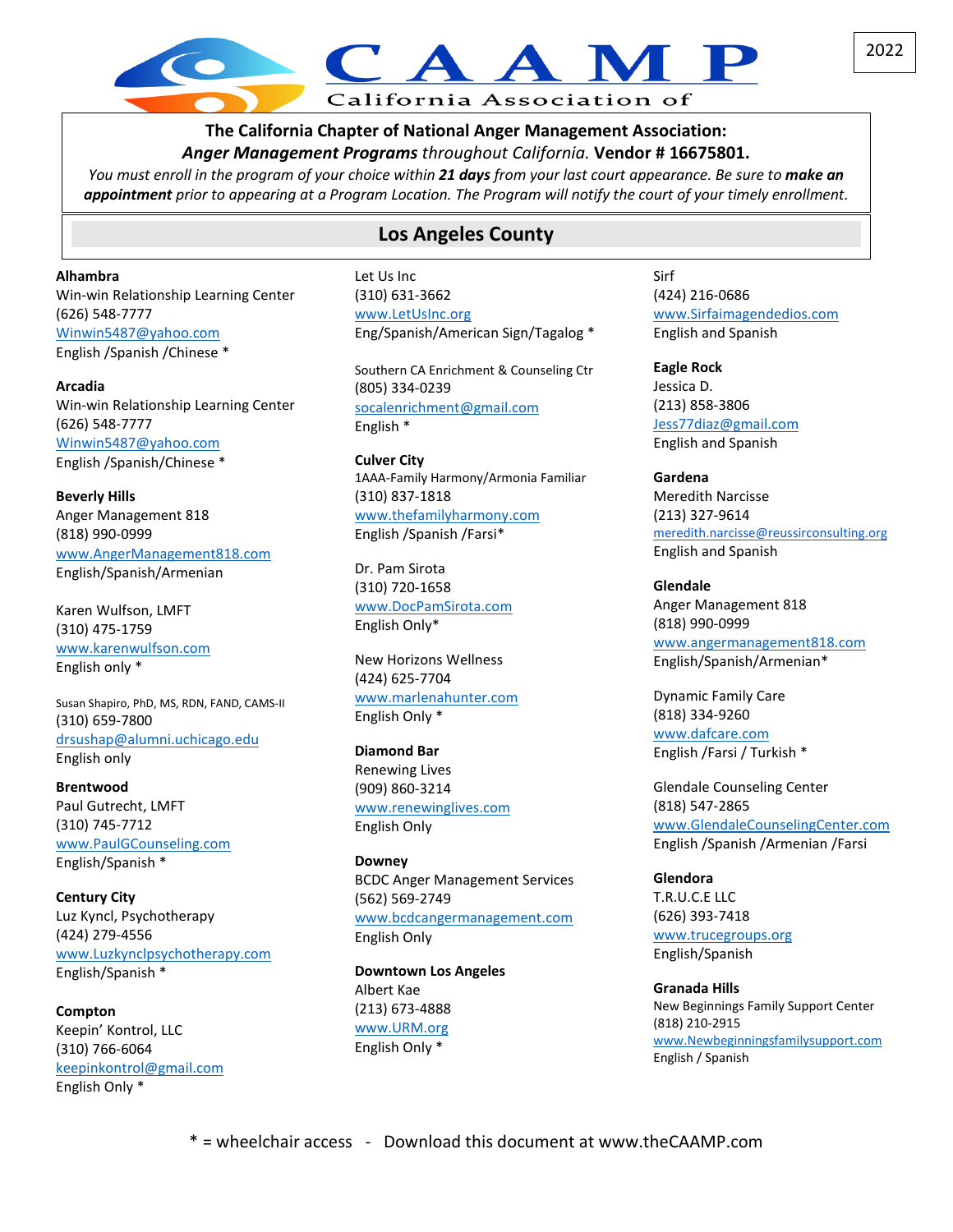# CAAMP

California Association of

2022

**The California Chapter of National Anger Management Association:**
***Anger Management Programs*** *throughout California.* **Vendor # 16675801.**
*You must enroll in the program of your choice within* ***21 days*** *from your last court appearance. Be sure to* ***make an appointment*** *prior to appearing at a Program Location. The Program will notify the court of your timely enrollment.*

## Los Angeles County

**Alhambra**
Win-win Relationship Learning Center
(626) 548-7777
Winwin5487@yahoo.com
English /Spanish /Chinese *

**Arcadia**
Win-win Relationship Learning Center
(626) 548-7777
Winwin5487@yahoo.com
English /Spanish/Chinese *

**Beverly Hills**
Anger Management 818
(818) 990-0999
www.AngerManagement818.com
English/Spanish/Armenian

Karen Wulfson, LMFT
(310) 475-1759
www.karenwulfson.com
English only *

Susan Shapiro, PhD, MS, RDN, FAND, CAMS-II
(310) 659-7800
drsushap@alumni.uchicago.edu
English only

**Brentwood**
Paul Gutrecht, LMFT
(310) 745-7712
www.PaulGCounseling.com
English/Spanish *

**Century City**
Luz Kyncl, Psychotherapy
(424) 279-4556
www.Luzkynclpsychotherapy.com
English/Spanish *

**Compton**
Keepin' Kontrol, LLC
(310) 766-6064
keepinkontrol@gmail.com
English Only *

Let Us Inc
(310) 631-3662
www.LetUsInc.org
Eng/Spanish/American Sign/Tagalog *

Southern CA Enrichment & Counseling Ctr
(805) 334-0239
socalenrichment@gmail.com
English *

**Culver City**
1AAA-Family Harmony/Armonia Familiar
(310) 837-1818
www.thefamilyharmony.com
English /Spanish /Farsi*

Dr. Pam Sirota
(310) 720-1658
www.DocPamSirota.com
English Only*

New Horizons Wellness
(424) 625-7704
www.marlenahunter.com
English Only *

**Diamond Bar**
Renewing Lives
(909) 860-3214
www.renewinglives.com
English Only

**Downey**
BCDC Anger Management Services
(562) 569-2749
www.bcdcangermanagement.com
English Only

**Downtown Los Angeles**
Albert Kae
(213) 673-4888
www.URM.org
English Only *

Sirf
(424) 216-0686
www.Sirfaimagendedios.com
English and Spanish

**Eagle Rock**
Jessica D.
(213) 858-3806
Jess77diaz@gmail.com
English and Spanish

**Gardena**
Meredith Narcisse
(213) 327-9614
meredith.narcisse@reussirconsulting.org
English and Spanish

**Glendale**
Anger Management 818
(818) 990-0999
www.angermanagement818.com
English/Spanish/Armenian*

Dynamic Family Care
(818) 334-9260
www.dafcare.com
English /Farsi / Turkish *

Glendale Counseling Center
(818) 547-2865
www.GlendaleCounselingCenter.com
English /Spanish /Armenian /Farsi

**Glendora**
T.R.U.C.E LLC
(626) 393-7418
www.trucegroups.org
English/Spanish

**Granada Hills**
New Beginnings Family Support Center
(818) 210-2915
www.Newbeginningsfamilysupport.com
English / Spanish

* = wheelchair access - Download this document at www.theCAAMP.com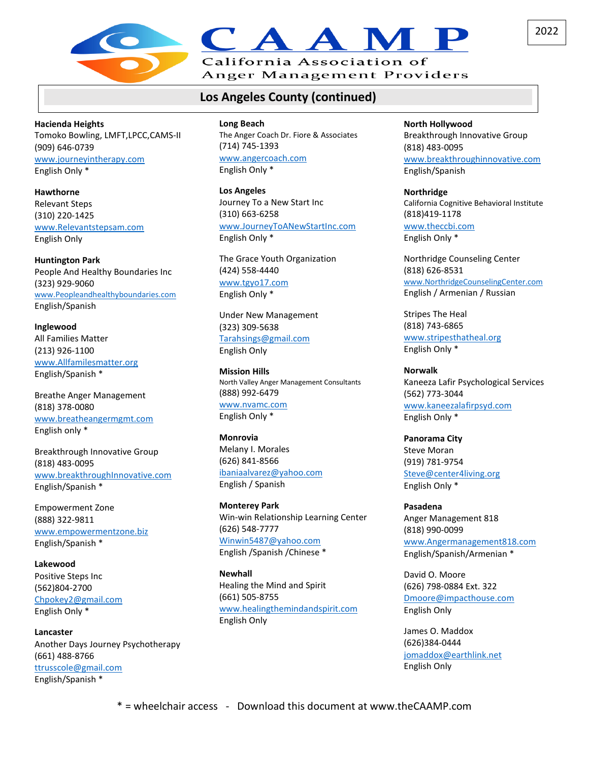CAAMP

California Association of Anger Management Providers

2022

## Los Angeles County (continued)

**Hacienda Heights**
Tomoko Bowling, LMFT,LPCC,CAMS-II
(909) 646-0739
www.journeyintherapy.com
English Only *

**Hawthorne**
Relevant Steps
(310) 220-1425
www.Relevantstepsam.com
English Only

**Huntington Park**
People And Healthy Boundaries Inc
(323) 929-9060
www.Peopleandhealthyboundaries.com
English/Spanish

**Inglewood**
All Families Matter
(213) 926-1100
www.Allfamilesmatter.org
English/Spanish *

Breathe Anger Management
(818) 378-0080
www.breatheangermgmt.com
English only *

Breakthrough Innovative Group
(818) 483-0095
www.breakthroughInnovative.com
English/Spanish *

Empowerment Zone
(888) 322-9811
www.empowermentzone.biz
English/Spanish *

**Lakewood**
Positive Steps Inc
(562)804-2700
Chpokey2@gmail.com
English Only *

**Lancaster**
Another Days Journey Psychotherapy
(661) 488-8766
ttrusscole@gmail.com
English/Spanish *

**Long Beach**
The Anger Coach Dr. Fiore & Associates
(714) 745-1393
www.angercoach.com
English Only *

**Los Angeles**
Journey To a New Start Inc
(310) 663-6258
www.JourneyToANewStartInc.com
English Only *

The Grace Youth Organization
(424) 558-4440
www.tgyo17.com
English Only *

Under New Management
(323) 309-5638
Tarahsings@gmail.com
English Only

**Mission Hills**
North Valley Anger Management Consultants
(888) 992-6479
www.nvamc.com
English Only *

**Monrovia**
Melany I. Morales
(626) 841-8566
ibaniaalvarez@yahoo.com
English / Spanish

**Monterey Park**
Win-win Relationship Learning Center
(626) 548-7777
Winwin5487@yahoo.com
English /Spanish /Chinese *

**Newhall**
Healing the Mind and Spirit
(661) 505-8755
www.healingthemindandspirit.com
English Only

**North Hollywood**
Breakthrough Innovative Group
(818) 483-0095
www.breakthroughinnovative.com
English/Spanish

**Northridge**
California Cognitive Behavioral Institute
(818)419-1178
www.theccbi.com
English Only *

Northridge Counseling Center
(818) 626-8531
www.NorthridgeCounselingCenter.com
English / Armenian / Russian

Stripes The Heal
(818) 743-6865
www.stripesthatheal.org
English Only *

**Norwalk**
Kaneeza Lafir Psychological Services
(562) 773-3044
www.kaneezalafirpsyd.com
English Only *

**Panorama City**
Steve Moran
(919) 781-9754
Steve@center4living.org
English Only *

**Pasadena**
Anger Management 818
(818) 990-0099
www.Angermanagement818.com
English/Spanish/Armenian *

David O. Moore
(626) 798-0884 Ext. 322
Dmoore@impacthouse.com
English Only

James O. Maddox
(626)384-0444
jomaddox@earthlink.net
English Only

* = wheelchair access - Download this document at www.theCAAMP.com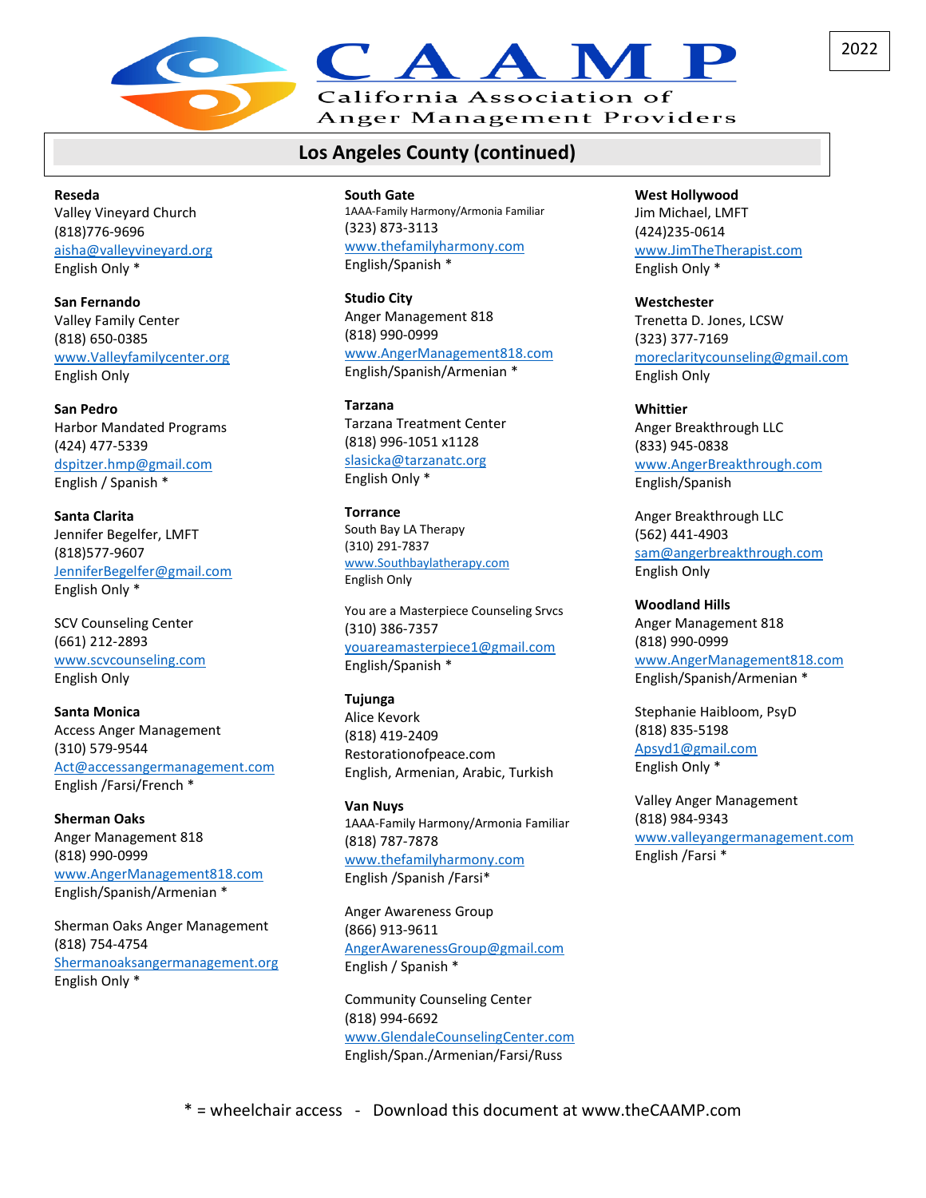# CAAMP

California Association of Anger Management Providers

2022

## Los Angeles County (continued)

**Reseda**
Valley Vineyard Church
(818)776-9696
aisha@valleyvineyard.org
English Only *

**San Fernando**
Valley Family Center
(818) 650-0385
www.Valleyfamilycenter.org
English Only

**San Pedro**
Harbor Mandated Programs
(424) 477-5339
dspitzer.hmp@gmail.com
English / Spanish *

**Santa Clarita**
Jennifer Begelfer, LMFT
(818)577-9607
JenniferBegelfer@gmail.com
English Only *

SCV Counseling Center
(661) 212-2893
www.scvcounseling.com
English Only

**Santa Monica**
Access Anger Management
(310) 579-9544
Act@accessangermanagement.com
English /Farsi/French *

**Sherman Oaks**
Anger Management 818
(818) 990-0999
www.AngerManagement818.com
English/Spanish/Armenian *

Sherman Oaks Anger Management
(818) 754-4754
Shermanoaksangermanagement.org
English Only *

**South Gate**
1AAA-Family Harmony/Armonia Familiar
(323) 873-3113
www.thefamilyharmony.com
English/Spanish *

**Studio City**
Anger Management 818
(818) 990-0999
www.AngerManagement818.com
English/Spanish/Armenian *

**Tarzana**
Tarzana Treatment Center
(818) 996-1051 x1128
slasicka@tarzanatc.org
English Only *

**Torrance**
South Bay LA Therapy
(310) 291-7837
www.Southbaylatherapy.com
English Only

You are a Masterpiece Counseling Srvcs
(310) 386-7357
youareamasterpiece1@gmail.com
English/Spanish *

**Tujunga**
Alice Kevork
(818) 419-2409
Restorationofpeace.com
English, Armenian, Arabic, Turkish

**Van Nuys**
1AAA-Family Harmony/Armonia Familiar
(818) 787-7878
www.thefamilyharmony.com
English /Spanish /Farsi*

Anger Awareness Group
(866) 913-9611
AngerAwarenessGroup@gmail.com
English / Spanish *

Community Counseling Center
(818) 994-6692
www.GlendaleCounselingCenter.com
English/Span./Armenian/Farsi/Russ

**West Hollywood**
Jim Michael, LMFT
(424)235-0614
www.JimTheTherapist.com
English Only *

**Westchester**
Trenetta D. Jones, LCSW
(323) 377-7169
moreclaritycounseling@gmail.com
English Only

**Whittier**
Anger Breakthrough LLC
(833) 945-0838
www.AngerBreakthrough.com
English/Spanish

Anger Breakthrough LLC
(562) 441-4903
sam@angerbreakthrough.com
English Only

**Woodland Hills**
Anger Management 818
(818) 990-0999
www.AngerManagement818.com
English/Spanish/Armenian *

Stephanie Haibloom, PsyD
(818) 835-5198
Apsyd1@gmail.com
English Only *

Valley Anger Management
(818) 984-9343
www.valleyangermanagement.com
English /Farsi *

* = wheelchair access - Download this document at www.theCAAMP.com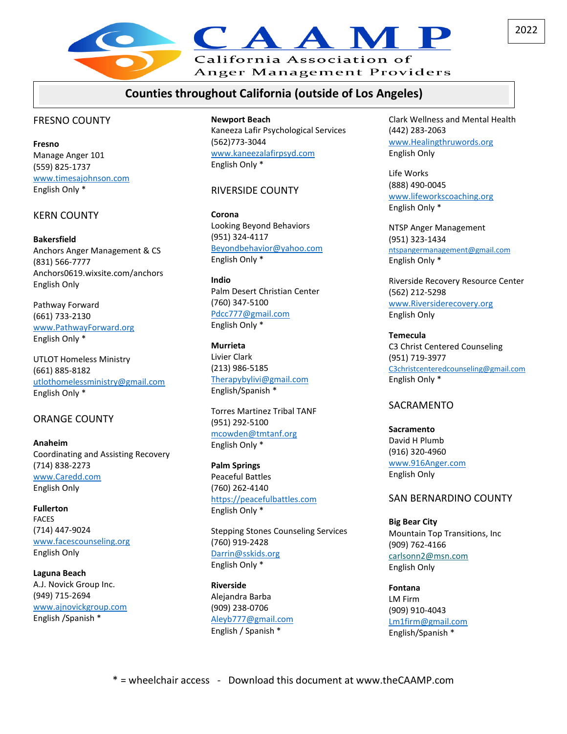# CAAMP

California Association of Anger Management Providers

2022

## Counties throughout California (outside of Los Angeles)

### FRESNO COUNTY

**Fresno**
Manage Anger 101
(559) 825-1737
www.timesajohnson.com
English Only *

### KERN COUNTY

**Bakersfield**
Anchors Anger Management & CS
(831) 566-7777
Anchors0619.wixsite.com/anchors
English Only

Pathway Forward
(661) 733-2130
www.PathwayForward.org
English Only *

UTLOT Homeless Ministry
(661) 885-8182
utlothomelessministry@gmail.com
English Only *

### ORANGE COUNTY

**Anaheim**
Coordinating and Assisting Recovery
(714) 838-2273
www.Caredd.com
English Only

**Fullerton**
FACES
(714) 447-9024
www.facescounseling.org
English Only

**Laguna Beach**
A.J. Novick Group Inc.
(949) 715-2694
www.ajnovickgroup.com
English /Spanish *

**Newport Beach**
Kaneeza Lafir Psychological Services
(562)773-3044
www.kaneezalafirpsyd.com
English Only *

### RIVERSIDE COUNTY

**Corona**
Looking Beyond Behaviors
(951) 324-4117
Beyondbehavior@yahoo.com
English Only *

**Indio**
Palm Desert Christian Center
(760) 347-5100
Pdcc777@gmail.com
English Only *

**Murrieta**
Livier Clark
(213) 986-5185
Therapybylivi@gmail.com
English/Spanish *

Torres Martinez Tribal TANF
(951) 292-5100
mcowden@tmtanf.org
English Only *

**Palm Springs**
Peaceful Battles
(760) 262-4140
https://peacefulbattles.com
English Only *

Stepping Stones Counseling Services
(760) 919-2428
Darrin@sskids.org
English Only *

**Riverside**
Alejandra Barba
(909) 238-0706
Aleyb777@gmail.com
English / Spanish *

Clark Wellness and Mental Health
(442) 283-2063
www.Healingthruwords.org
English Only

Life Works
(888) 490-0045
www.lifeworkscoaching.org
English Only *

NTSP Anger Management
(951) 323-1434
ntspangermanagement@gmail.com
English Only *

Riverside Recovery Resource Center
(562) 212-5298
www.Riversiderecovery.org
English Only

**Temecula**
C3 Christ Centered Counseling
(951) 719-3977
C3christcenteredcounseling@gmail.com
English Only *

### SACRAMENTO

**Sacramento**
David H Plumb
(916) 320-4960
www.916Anger.com
English Only

### SAN BERNARDINO COUNTY

**Big Bear City**
Mountain Top Transitions, Inc
(909) 762-4166
carlsonn2@msn.com
English Only

**Fontana**
LM Firm
(909) 910-4043
Lm1firm@gmail.com
English/Spanish *

* = wheelchair access - Download this document at www.theCAAMP.com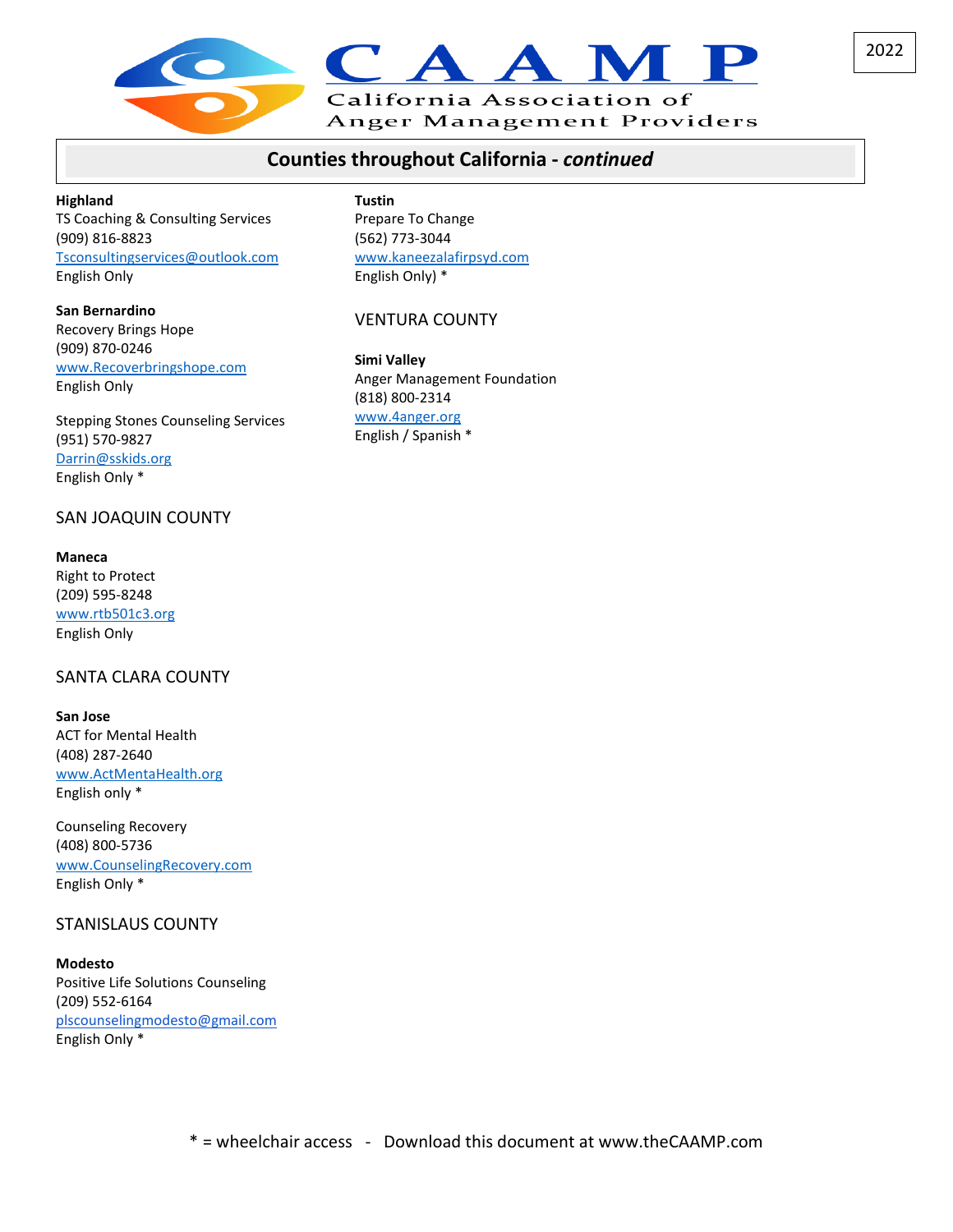## Counties throughout California - *continued*

**Highland**
TS Coaching & Consulting Services
(909) 816-8823
Tsconsultingservices@outlook.com
English Only

**San Bernardino**
Recovery Brings Hope
(909) 870-0246
www.Recoverbringshope.com
English Only

Stepping Stones Counseling Services
(951) 570-9827
Darrin@sskids.org
English Only *

### SAN JOAQUIN COUNTY

**Maneca**
Right to Protect
(209) 595-8248
www.rtb501c3.org
English Only

### SANTA CLARA COUNTY

**San Jose**
ACT for Mental Health
(408) 287-2640
www.ActMentaHealth.org
English only *

Counseling Recovery
(408) 800-5736
www.CounselingRecovery.com
English Only *

### STANISLAUS COUNTY

**Modesto**
Positive Life Solutions Counseling
(209) 552-6164
plscounselingmodesto@gmail.com
English Only *

**Tustin**
Prepare To Change
(562) 773-3044
www.kaneezalafirpsyd.com
English Only) *

### VENTURA COUNTY

**Simi Valley**
Anger Management Foundation
(818) 800-2314
www.4anger.org
English / Spanish *

* = wheelchair access - Download this document at www.theCAAMP.com